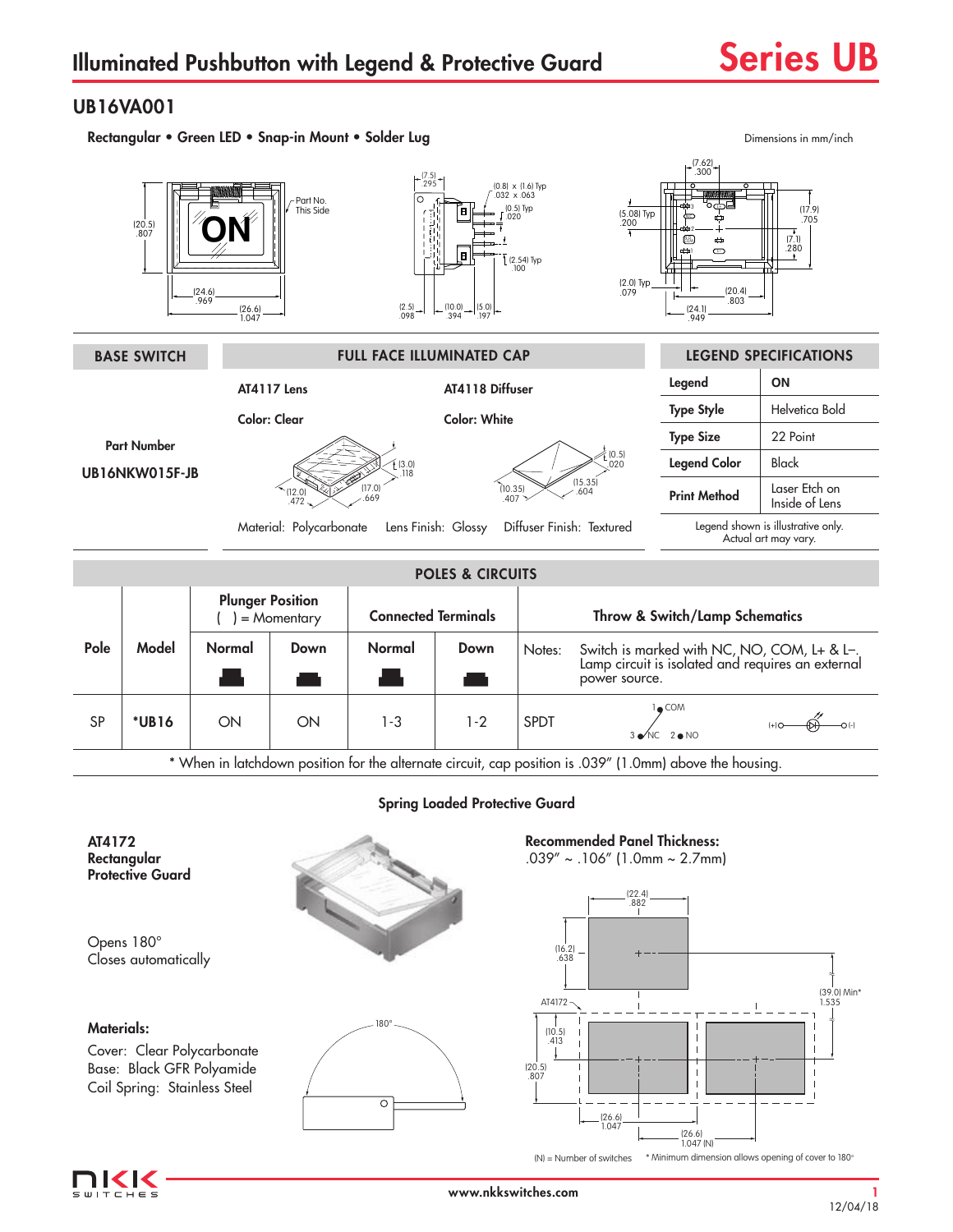# Illuminated Pushbutton with Legend & Protective Guard

# Series UB

## UB16VA001

**Rectangular • Green LED • Snap-in Mount • Solder Lug**

Dimensions in mm/inch

| BASE SWITCH | FULL FACE ILLUMINATED CAP | |
|---|---|---|
| | **AT4117 Lens** | **AT4118 Diffuser** |
| | **Color:** Clear | **Color:** White |
| **Part Number** | | |
| **UB16NKW015F-JB** | | |
| | Material: Polycarbonate | Lens Finish: Glossy — Diffuser Finish: Textured |

| LEGEND SPECIFICATIONS | |
|---|---|
| Legend | ON |
| Type Style | Helvetica Bold |
| Type Size | 22 Point |
| Legend Color | Black |
| Print Method | Laser Etch on Inside of Lens |

Legend shown is illustrative only. Actual art may vary.

### POLES & CIRCUITS

| Pole | Model | Plunger Position ( ) = Momentary | | Connected Terminals | | Throw & Switch/Lamp Schematics |
|---|---|---|---|---|---|---|
| | | Normal | Down | Normal | Down | Notes: Switch is marked with NC, NO, COM, L+ & L–. Lamp circuit is isolated and requires an external power source. |
| SP | *UB16 | ON | ON | 1-3 | 1-2 | SPDT |

* When in latchdown position for the alternate circuit, cap position is .039" (1.0mm) above the housing.

### Spring Loaded Protective Guard

**AT4172 Rectangular Protective Guard**

Opens 180°
Closes automatically

**Materials:**

Cover: Clear Polycarbonate
Base: Black GFR Polyamide
Coil Spring: Stainless Steel

**Recommended Panel Thickness:**
.039" ~ .106" (1.0mm ~ 2.7mm)

(N) = Number of switches

* Minimum dimension allows opening of cover to 180°

www.nkkswitches.com

12/04/18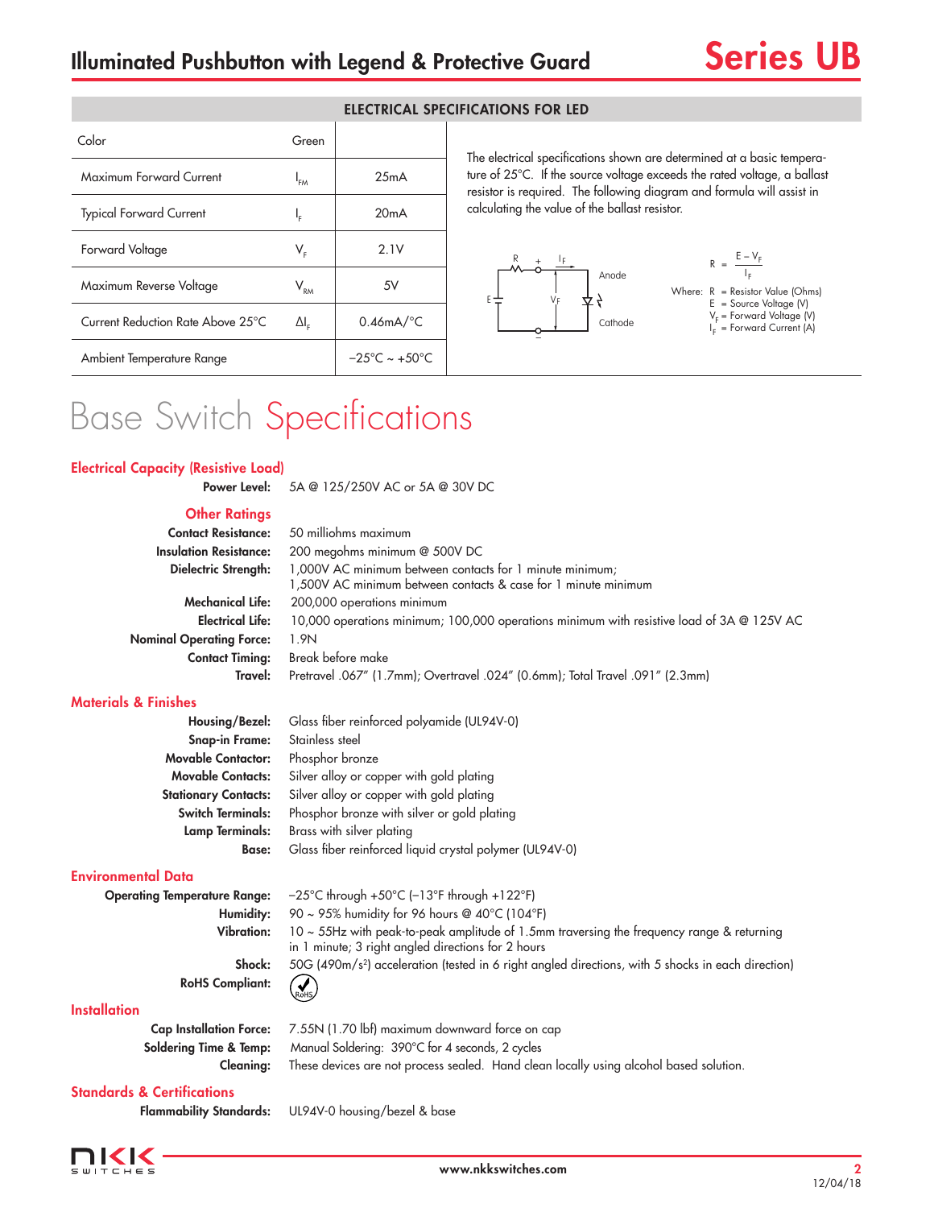# Illuminated Pushbutton with Legend & Protective Guard

## Series UB

### ELECTRICAL SPECIFICATIONS FOR LED

| | | |
|---|---|---|
| Color | Green | |
| Maximum Forward Current | $I_{FM}$ | 25mA |
| Typical Forward Current | $I_F$ | 20mA |
| Forward Voltage | $V_F$ | 2.1V |
| Maximum Reverse Voltage | $V_{RM}$ | 5V |
| Current Reduction Rate Above 25°C | $\Delta I_F$ | 0.46mA/°C |
| Ambient Temperature Range | | −25°C ~ +50°C |

The electrical specifications shown are determined at a basic temperature of 25°C. If the source voltage exceeds the rated voltage, a ballast resistor is required. The following diagram and formula will assist in calculating the value of the ballast resistor.

R + $I_F$
E
$V_F$
Anode
Cathode
−

$$R = \frac{E - V_F}{I_F}$$

Where: R = Resistor Value (Ohms)
E = Source Voltage (V)
$V_F$ = Forward Voltage (V)
$I_F$ = Forward Current (A)

# Base Switch Specifications

### Electrical Capacity (Resistive Load)

**Power Level:** 5A @ 125/250V AC or 5A @ 30V DC

### Other Ratings

**Contact Resistance:** 50 milliohms maximum
**Insulation Resistance:** 200 megohms minimum @ 500V DC
**Dielectric Strength:** 1,000V AC minimum between contacts for 1 minute minimum; 1,500V AC minimum between contacts & case for 1 minute minimum
**Mechanical Life:** 200,000 operations minimum
**Electrical Life:** 10,000 operations minimum; 100,000 operations minimum with resistive load of 3A @ 125V AC
**Nominal Operating Force:** 1.9N
**Contact Timing:** Break before make
**Travel:** Pretravel .067″ (1.7mm); Overtravel .024″ (0.6mm); Total Travel .091″ (2.3mm)

### Materials & Finishes

**Housing/Bezel:** Glass fiber reinforced polyamide (UL94V-0)
**Snap-in Frame:** Stainless steel
**Movable Contactor:** Phosphor bronze
**Movable Contacts:** Silver alloy or copper with gold plating
**Stationary Contacts:** Silver alloy or copper with gold plating
**Switch Terminals:** Phosphor bronze with silver or gold plating
**Lamp Terminals:** Brass with silver plating
**Base:** Glass fiber reinforced liquid crystal polymer (UL94V-0)

### Environmental Data

**Operating Temperature Range:** −25°C through +50°C (−13°F through +122°F)
**Humidity:** 90 ~ 95% humidity for 96 hours @ 40°C (104°F)
**Vibration:** 10 ~ 55Hz with peak-to-peak amplitude of 1.5mm traversing the frequency range & returning in 1 minute; 3 right angled directions for 2 hours
**Shock:** 50G (490m/s²) acceleration (tested in 6 right angled directions, with 5 shocks in each direction)
**RoHS Compliant:** RoHS

### Installation

**Cap Installation Force:** 7.55N (1.70 lbf) maximum downward force on cap
**Soldering Time & Temp:** Manual Soldering: 390°C for 4 seconds, 2 cycles
**Cleaning:** These devices are not process sealed. Hand clean locally using alcohol based solution.

### Standards & Certifications

**Flammability Standards:** UL94V-0 housing/bezel & base

www.nkkswitches.com
12/04/18